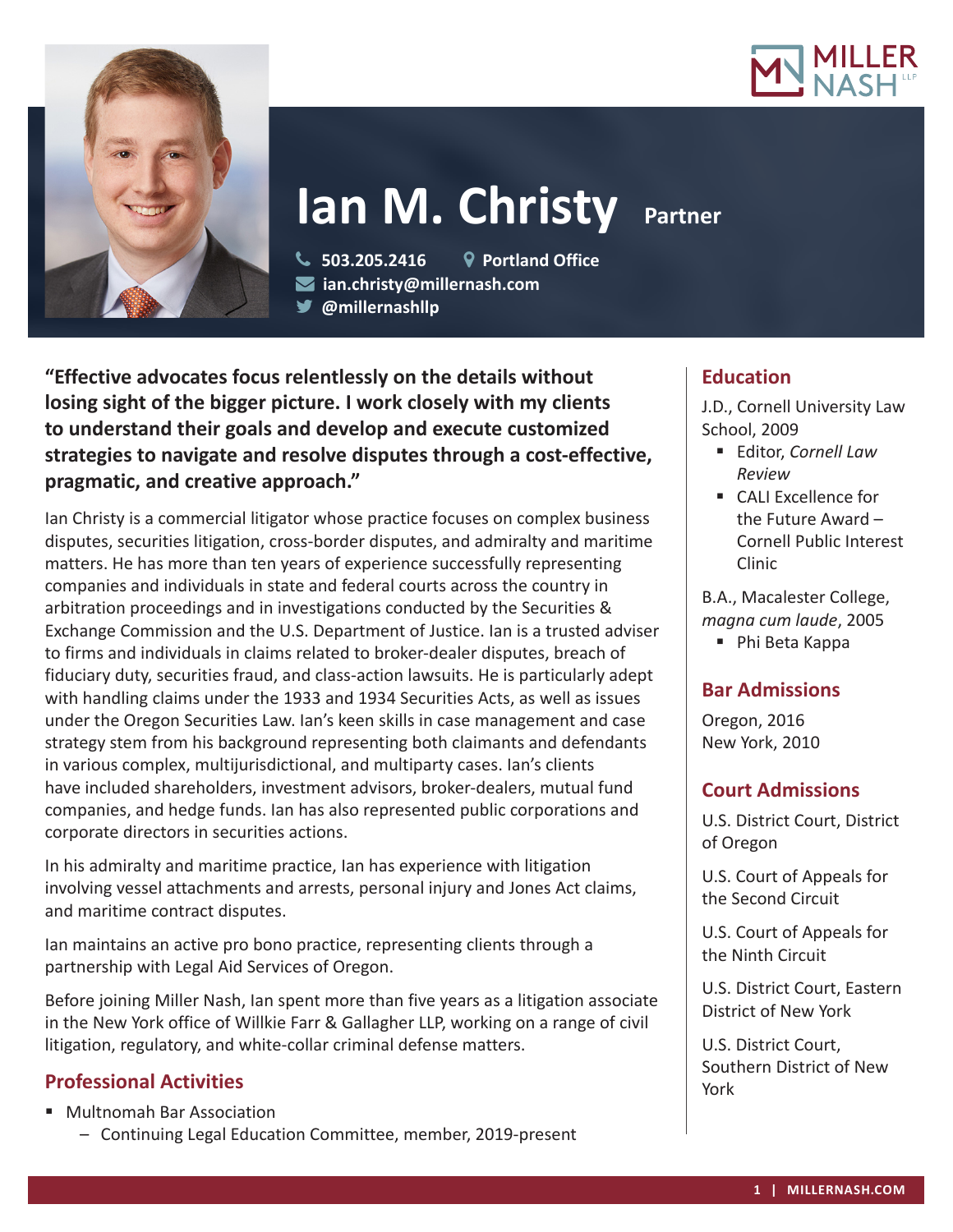# Ian M. Christy **Partner**

503.205.2416 | Portland Office
ian.christy@millernash.com
@millernashllp

**"Effective advocates focus relentlessly on the details without losing sight of the bigger picture. I work closely with my clients to understand their goals and develop and execute customized strategies to navigate and resolve disputes through a cost-effective, pragmatic, and creative approach."**

Ian Christy is a commercial litigator whose practice focuses on complex business disputes, securities litigation, cross-border disputes, and admiralty and maritime matters. He has more than ten years of experience successfully representing companies and individuals in state and federal courts across the country in arbitration proceedings and in investigations conducted by the Securities & Exchange Commission and the U.S. Department of Justice. Ian is a trusted adviser to firms and individuals in claims related to broker-dealer disputes, breach of fiduciary duty, securities fraud, and class-action lawsuits. He is particularly adept with handling claims under the 1933 and 1934 Securities Acts, as well as issues under the Oregon Securities Law. Ian's keen skills in case management and case strategy stem from his background representing both claimants and defendants in various complex, multijurisdictional, and multiparty cases. Ian's clients have included shareholders, investment advisors, broker-dealers, mutual fund companies, and hedge funds. Ian has also represented public corporations and corporate directors in securities actions.

In his admiralty and maritime practice, Ian has experience with litigation involving vessel attachments and arrests, personal injury and Jones Act claims, and maritime contract disputes.

Ian maintains an active pro bono practice, representing clients through a partnership with Legal Aid Services of Oregon.

Before joining Miller Nash, Ian spent more than five years as a litigation associate in the New York office of Willkie Farr & Gallagher LLP, working on a range of civil litigation, regulatory, and white-collar criminal defense matters.

## Professional Activities

- Multnomah Bar Association
  - Continuing Legal Education Committee, member, 2019-present

## Education

J.D., Cornell University Law School, 2009

- Editor, *Cornell Law Review*
- CALI Excellence for the Future Award – Cornell Public Interest Clinic

B.A., Macalester College, *magna cum laude*, 2005

- Phi Beta Kappa

## Bar Admissions

Oregon, 2016
New York, 2010

## Court Admissions

U.S. District Court, District of Oregon

U.S. Court of Appeals for the Second Circuit

U.S. Court of Appeals for the Ninth Circuit

U.S. District Court, Eastern District of New York

U.S. District Court, Southern District of New York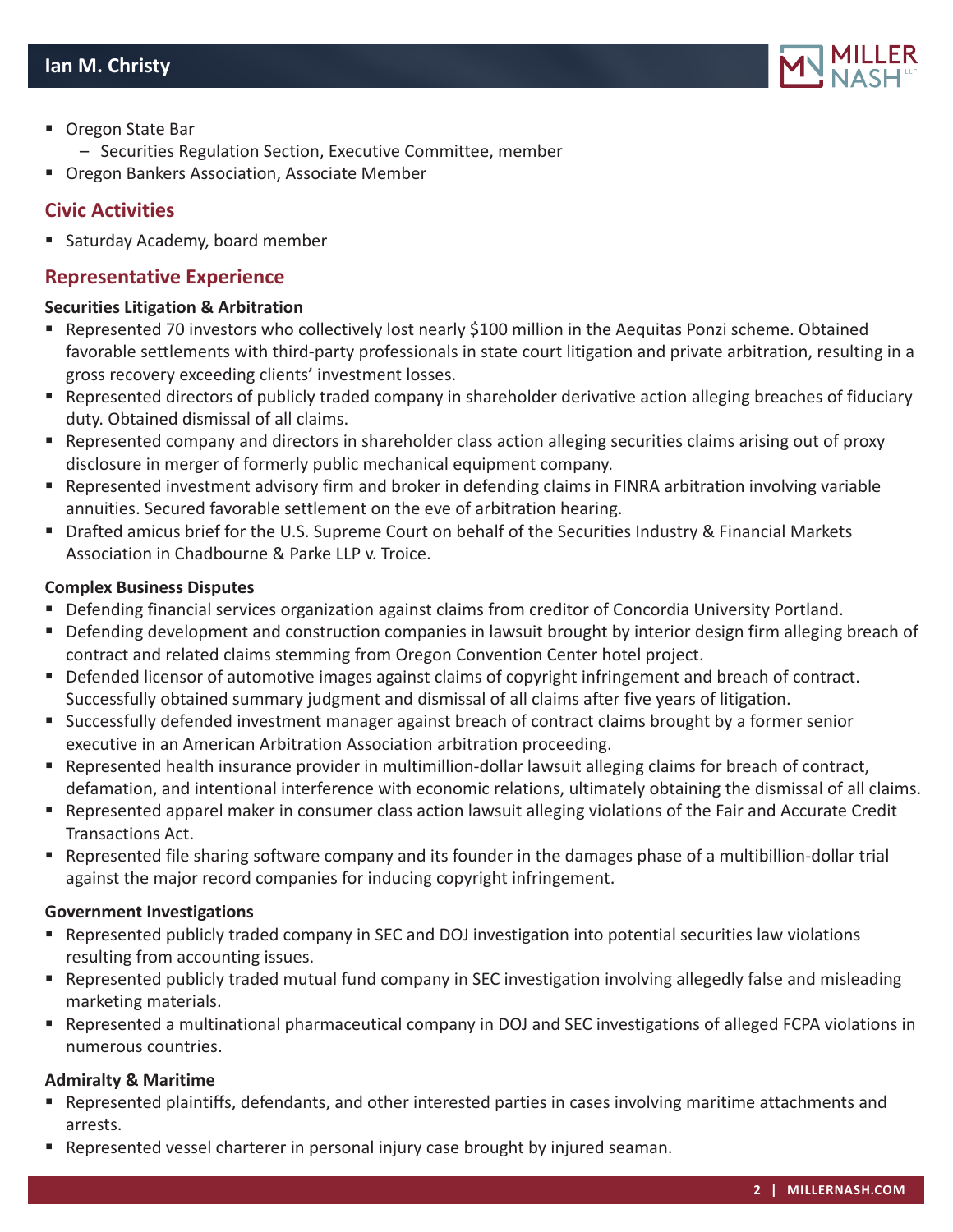- Oregon State Bar
  - Securities Regulation Section, Executive Committee, member
- Oregon Bankers Association, Associate Member

## Civic Activities

- Saturday Academy, board member

## Representative Experience

**Securities Litigation & Arbitration**

- Represented 70 investors who collectively lost nearly $100 million in the Aequitas Ponzi scheme. Obtained favorable settlements with third-party professionals in state court litigation and private arbitration, resulting in a gross recovery exceeding clients' investment losses.
- Represented directors of publicly traded company in shareholder derivative action alleging breaches of fiduciary duty. Obtained dismissal of all claims.
- Represented company and directors in shareholder class action alleging securities claims arising out of proxy disclosure in merger of formerly public mechanical equipment company.
- Represented investment advisory firm and broker in defending claims in FINRA arbitration involving variable annuities. Secured favorable settlement on the eve of arbitration hearing.
- Drafted amicus brief for the U.S. Supreme Court on behalf of the Securities Industry & Financial Markets Association in Chadbourne & Parke LLP v. Troice.

**Complex Business Disputes**

- Defending financial services organization against claims from creditor of Concordia University Portland.
- Defending development and construction companies in lawsuit brought by interior design firm alleging breach of contract and related claims stemming from Oregon Convention Center hotel project.
- Defended licensor of automotive images against claims of copyright infringement and breach of contract. Successfully obtained summary judgment and dismissal of all claims after five years of litigation.
- Successfully defended investment manager against breach of contract claims brought by a former senior executive in an American Arbitration Association arbitration proceeding.
- Represented health insurance provider in multimillion-dollar lawsuit alleging claims for breach of contract, defamation, and intentional interference with economic relations, ultimately obtaining the dismissal of all claims.
- Represented apparel maker in consumer class action lawsuit alleging violations of the Fair and Accurate Credit Transactions Act.
- Represented file sharing software company and its founder in the damages phase of a multibillion-dollar trial against the major record companies for inducing copyright infringement.

**Government Investigations**

- Represented publicly traded company in SEC and DOJ investigation into potential securities law violations resulting from accounting issues.
- Represented publicly traded mutual fund company in SEC investigation involving allegedly false and misleading marketing materials.
- Represented a multinational pharmaceutical company in DOJ and SEC investigations of alleged FCPA violations in numerous countries.

**Admiralty & Maritime**

- Represented plaintiffs, defendants, and other interested parties in cases involving maritime attachments and arrests.
- Represented vessel charterer in personal injury case brought by injured seaman.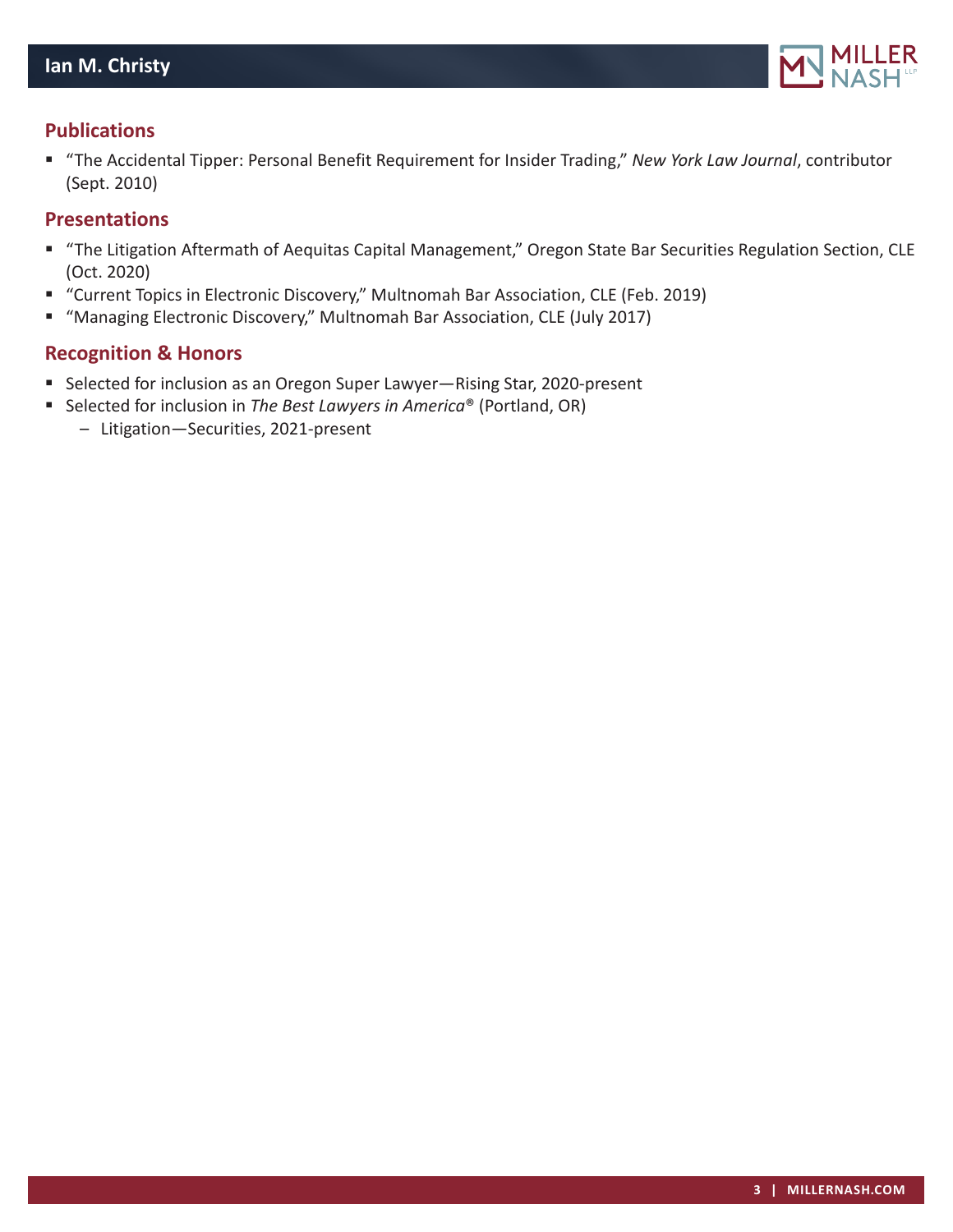## Publications

- "The Accidental Tipper: Personal Benefit Requirement for Insider Trading," *New York Law Journal*, contributor (Sept. 2010)

## Presentations

- "The Litigation Aftermath of Aequitas Capital Management," Oregon State Bar Securities Regulation Section, CLE (Oct. 2020)
- "Current Topics in Electronic Discovery," Multnomah Bar Association, CLE (Feb. 2019)
- "Managing Electronic Discovery," Multnomah Bar Association, CLE (July 2017)

## Recognition & Honors

- Selected for inclusion as an Oregon Super Lawyer—Rising Star, 2020-present
- Selected for inclusion in *The Best Lawyers in America*® (Portland, OR)
  - Litigation—Securities, 2021-present